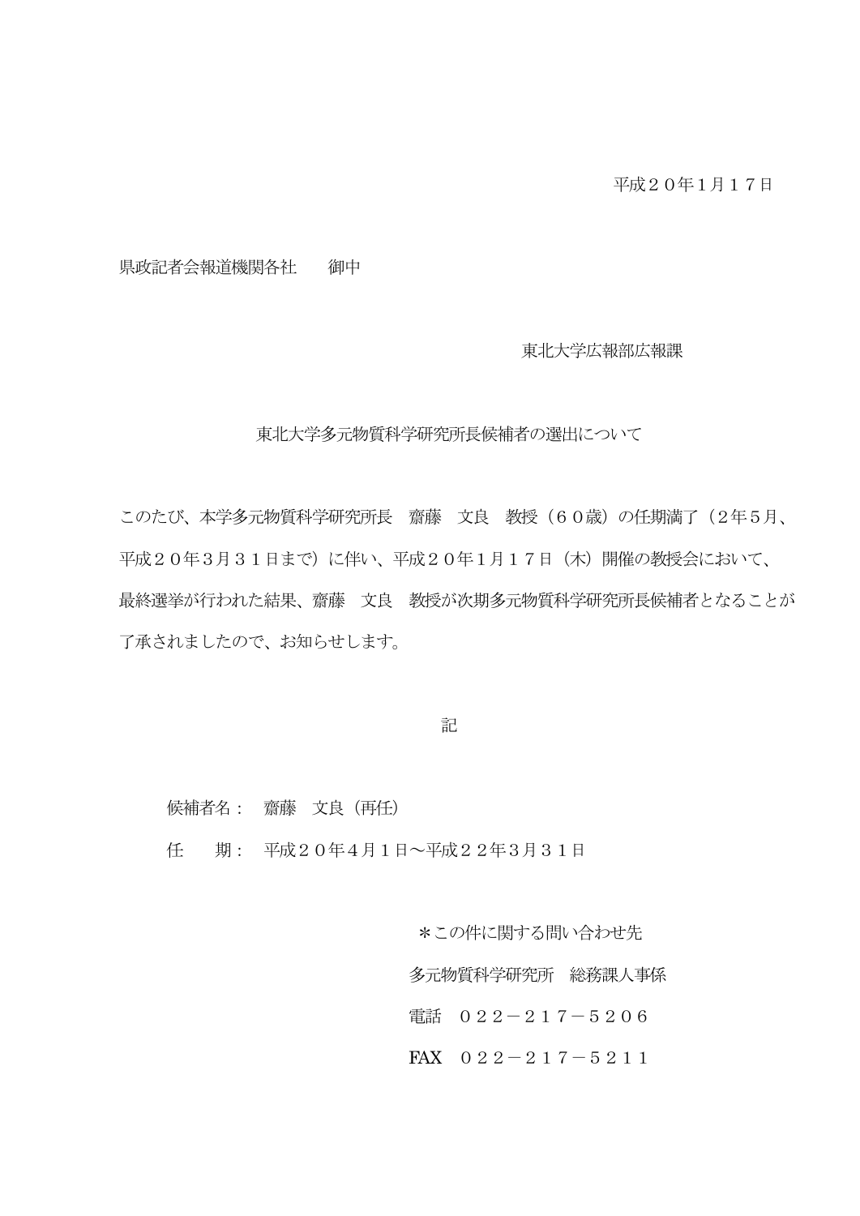平成２０年１月１７日

県政記者会報道機関各社　　御中

東北大学広報部広報課

## 東北大学多元物質科学研究所長候補者の選出について

このたび、本学多元物質科学研究所長　齋藤　文良　教授（６０歳）の任期満了（２年５月、平成２０年３月３１日まで）に伴い、平成２０年１月１７日（木）開催の教授会において、最終選挙が行われた結果、齋藤　文良　教授が次期多元物質科学研究所長候補者となることが了承されましたので、お知らせします。

記

候補者名：　齋藤　文良（再任）

任　　期：　平成２０年４月１日～平成２２年３月３１日

＊この件に関する問い合わせ先

多元物質科学研究所　総務課人事係

電話　０２２－２１７－５２０６

FAX　０２２－２１７－５２１１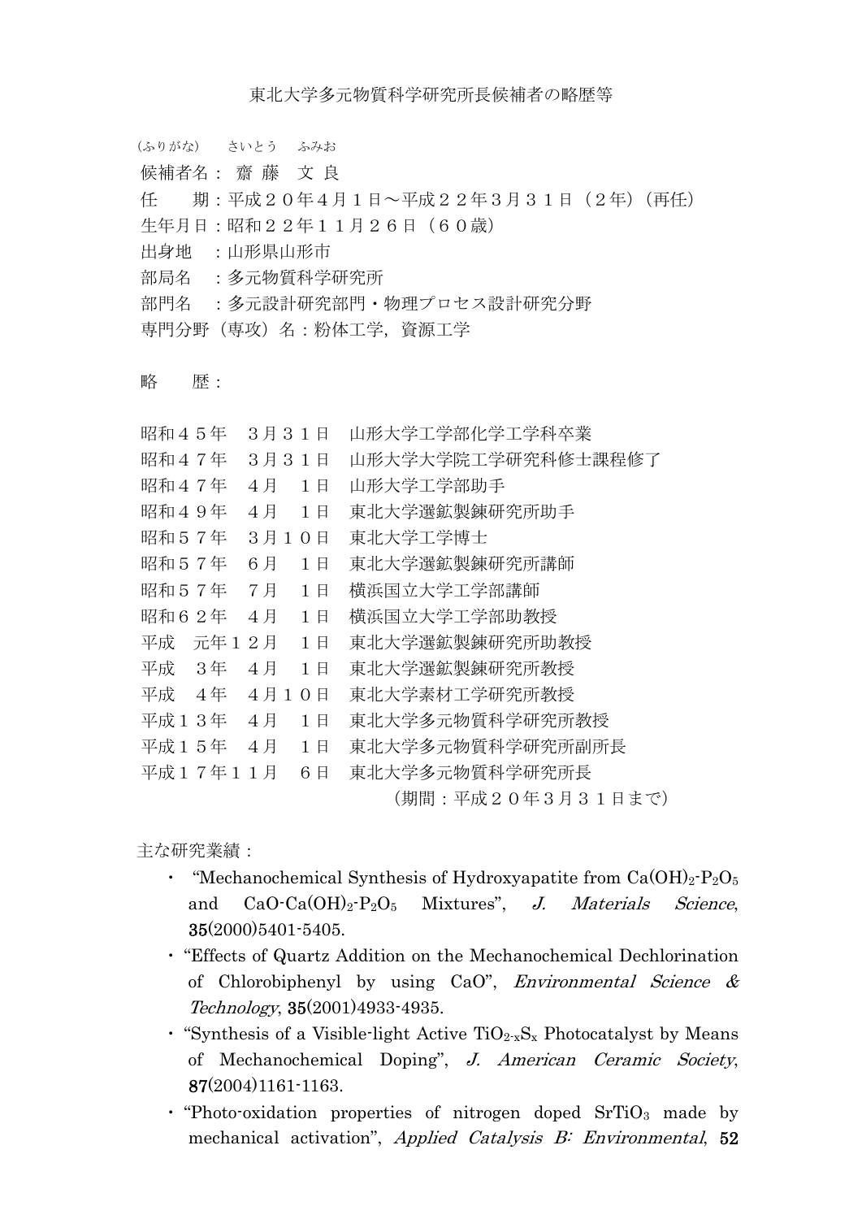東北大学多元物質科学研究所長候補者の略歴等

（ふりがな）　さいとう　ふみお

候補者名：　齋 藤　文 良

任　　期：平成２０年４月１日～平成２２年３月３１日（２年）（再任）

生年月日：昭和２２年１１月２６日（６０歳）

出身地　：山形県山形市

部局名　：多元物質科学研究所

部門名　：多元設計研究部門・物理プロセス設計研究分野

専門分野（専攻）名：粉体工学，資源工学

略　　歴：

| | |
|---|---|
| 昭和４５年　３月３１日 | 山形大学工学部化学工学科卒業 |
| 昭和４７年　３月３１日 | 山形大学大学院工学研究科修士課程修了 |
| 昭和４７年　４月　１日 | 山形大学工学部助手 |
| 昭和４９年　４月　１日 | 東北大学選鉱製錬研究所助手 |
| 昭和５７年　３月１０日 | 東北大学工学博士 |
| 昭和５７年　６月　１日 | 東北大学選鉱製錬研究所講師 |
| 昭和５７年　７月　１日 | 横浜国立大学工学部講師 |
| 昭和６２年　４月　１日 | 横浜国立大学工学部助教授 |
| 平成　元年１２月　１日 | 東北大学選鉱製錬研究所助教授 |
| 平成　３年　４月　１日 | 東北大学選鉱製錬研究所教授 |
| 平成　４年　４月１０日 | 東北大学素材工学研究所教授 |
| 平成１３年　４月　１日 | 東北大学多元物質科学研究所教授 |
| 平成１５年　４月　１日 | 東北大学多元物質科学研究所副所長 |
| 平成１７年１１月　６日 | 東北大学多元物質科学研究所長 |
| | （期間：平成２０年３月３１日まで） |

主な研究業績：

- "Mechanochemical Synthesis of Hydroxyapatite from $Ca(OH)_2$-$P_2O_5$ and $CaO$-$Ca(OH)_2$-$P_2O_5$ Mixtures", *J. Materials Science*, **35**(2000)5401-5405.
- "Effects of Quartz Addition on the Mechanochemical Dechlorination of Chlorobiphenyl by using CaO", *Environmental Science & Technology*, **35**(2001)4933-4935.
- "Synthesis of a Visible-light Active $TiO_{2-x}S_x$ Photocatalyst by Means of Mechanochemical Doping", *J. American Ceramic Society*, **87**(2004)1161-1163.
- "Photo-oxidation properties of nitrogen doped $SrTiO_3$ made by mechanical activation", *Applied Catalysis B: Environmental*, **52**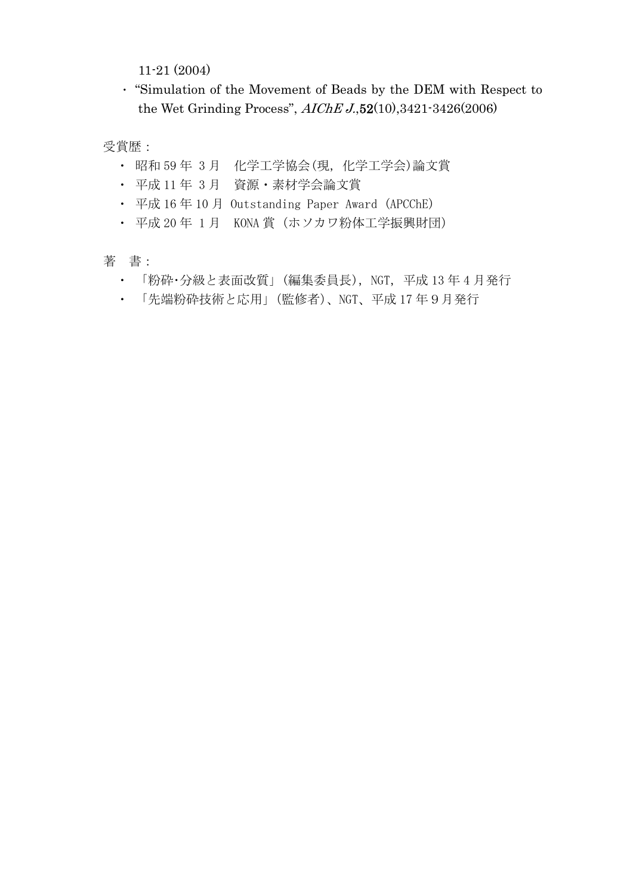11-21 (2004)

・ "Simulation of the Movement of Beads by the DEM with Respect to the Wet Grinding Process", *AIChE J.*,**52**(10),3421-3426(2006)

受賞歴：

- 昭和 59 年 3 月　化学工学協会(現, 化学工学会)論文賞
- 平成 11 年 3 月　資源・素材学会論文賞
- 平成 16 年 10 月 Outstanding Paper Award (APCChE)
- 平成 20 年 1 月　KONA 賞 (ホソカワ粉体工学振興財団)

著　書：

- 「粉砕･分級と表面改質」(編集委員長), NGT, 平成 13 年 4 月発行
- 「先端粉砕技術と応用」(監修者)、NGT、平成 17 年 9 月発行